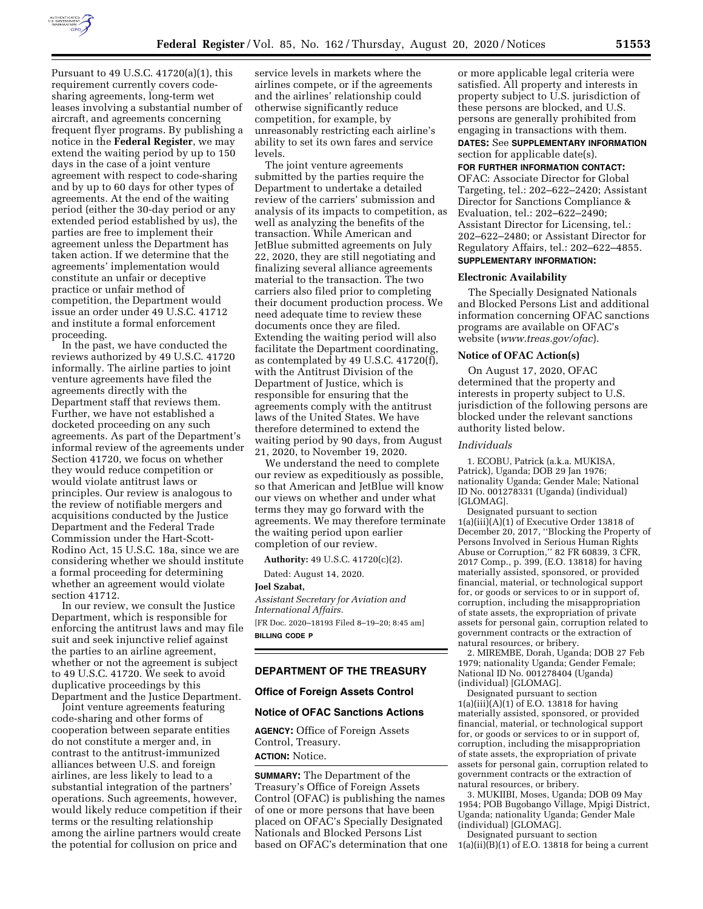Pursuant to 49 U.S.C. 41720(a)(1), this requirement currently covers code-sharing agreements, long-term wet leases involving a substantial number of aircraft, and agreements concerning frequent flyer programs. By publishing a notice in the **Federal Register**, we may extend the waiting period by up to 150 days in the case of a joint venture agreement with respect to code-sharing and by up to 60 days for other types of agreements. At the end of the waiting period (either the 30-day period or any extended period established by us), the parties are free to implement their agreement unless the Department has taken action. If we determine that the agreements' implementation would constitute an unfair or deceptive practice or unfair method of competition, the Department would issue an order under 49 U.S.C. 41712 and institute a formal enforcement proceeding.

In the past, we have conducted the reviews authorized by 49 U.S.C. 41720 informally. The airline parties to joint venture agreements have filed the agreements directly with the Department staff that reviews them. Further, we have not established a docketed proceeding on any such agreements. As part of the Department's informal review of the agreements under Section 41720, we focus on whether they would reduce competition or would violate antitrust laws or principles. Our review is analogous to the review of notifiable mergers and acquisitions conducted by the Justice Department and the Federal Trade Commission under the Hart-Scott-Rodino Act, 15 U.S.C. 18a, since we are considering whether we should institute a formal proceeding for determining whether an agreement would violate section 41712.

In our review, we consult the Justice Department, which is responsible for enforcing the antitrust laws and may file suit and seek injunctive relief against the parties to an airline agreement, whether or not the agreement is subject to 49 U.S.C. 41720. We seek to avoid duplicative proceedings by this Department and the Justice Department.

Joint venture agreements featuring code-sharing and other forms of cooperation between separate entities do not constitute a merger and, in contrast to the antitrust-immunized alliances between U.S. and foreign airlines, are less likely to lead to a substantial integration of the partners' operations. Such agreements, however, would likely reduce competition if their terms or the resulting relationship among the airline partners would create the potential for collusion on price and service levels in markets where the airlines compete, or if the agreements and the airlines' relationship could otherwise significantly reduce competition, for example, by unreasonably restricting each airline's ability to set its own fares and service levels.

The joint venture agreements submitted by the parties require the Department to undertake a detailed review of the carriers' submission and analysis of its impacts to competition, as well as analyzing the benefits of the transaction. While American and JetBlue submitted agreements on July 22, 2020, they are still negotiating and finalizing several alliance agreements material to the transaction. The two carriers also filed prior to completing their document production process. We need adequate time to review these documents once they are filed. Extending the waiting period will also facilitate the Department coordinating, as contemplated by 49 U.S.C. 41720(f), with the Antitrust Division of the Department of Justice, which is responsible for ensuring that the agreements comply with the antitrust laws of the United States. We have therefore determined to extend the waiting period by 90 days, from August 21, 2020, to November 19, 2020.

We understand the need to complete our review as expeditiously as possible, so that American and JetBlue will know our views on whether and under what terms they may go forward with the agreements. We may therefore terminate the waiting period upon earlier completion of our review.

**Authority:** 49 U.S.C. 41720(c)(2).

Dated: August 14, 2020.

**Joel Szabat,**

*Assistant Secretary for Aviation and International Affairs.*

[FR Doc. 2020–18193 Filed 8–19–20; 8:45 am]

**BILLING CODE P**

## DEPARTMENT OF THE TREASURY

### Office of Foreign Assets Control

### Notice of OFAC Sanctions Actions

**AGENCY:** Office of Foreign Assets Control, Treasury.

**ACTION:** Notice.

**SUMMARY:** The Department of the Treasury's Office of Foreign Assets Control (OFAC) is publishing the names of one or more persons that have been placed on OFAC's Specially Designated Nationals and Blocked Persons List based on OFAC's determination that one or more applicable legal criteria were satisfied. All property and interests in property subject to U.S. jurisdiction of these persons are blocked, and U.S. persons are generally prohibited from engaging in transactions with them.

**DATES:** See **SUPPLEMENTARY INFORMATION** section for applicable date(s).

**FOR FURTHER INFORMATION CONTACT:** OFAC: Associate Director for Global Targeting, tel.: 202–622–2420; Assistant Director for Sanctions Compliance & Evaluation, tel.: 202–622–2490; Assistant Director for Licensing, tel.: 202–622–2480; or Assistant Director for Regulatory Affairs, tel.: 202–622–4855.

**SUPPLEMENTARY INFORMATION:**

#### Electronic Availability

The Specially Designated Nationals and Blocked Persons List and additional information concerning OFAC sanctions programs are available on OFAC's website (*www.treas.gov/ofac*).

#### Notice of OFAC Action(s)

On August 17, 2020, OFAC determined that the property and interests in property subject to U.S. jurisdiction of the following persons are blocked under the relevant sanctions authority listed below.

*Individuals*

1. ECOBU, Patrick (a.k.a. MUKISA, Patrick), Uganda; DOB 29 Jan 1976; nationality Uganda; Gender Male; National ID No. 001278331 (Uganda) (individual) [GLOMAG].

Designated pursuant to section 1(a)(iii)(A)(1) of Executive Order 13818 of December 20, 2017, ''Blocking the Property of Persons Involved in Serious Human Rights Abuse or Corruption,'' 82 FR 60839, 3 CFR, 2017 Comp., p. 399, (E.O. 13818) for having materially assisted, sponsored, or provided financial, material, or technological support for, or goods or services to or in support of, corruption, including the misappropriation of state assets, the expropriation of private assets for personal gain, corruption related to government contracts or the extraction of natural resources, or bribery.

2. MIREMBE, Dorah, Uganda; DOB 27 Feb 1979; nationality Uganda; Gender Female; National ID No. 001278404 (Uganda) (individual) [GLOMAG].

Designated pursuant to section 1(a)(iii)(A)(1) of E.O. 13818 for having materially assisted, sponsored, or provided financial, material, or technological support for, or goods or services to or in support of, corruption, including the misappropriation of state assets, the expropriation of private assets for personal gain, corruption related to government contracts or the extraction of natural resources, or bribery.

3. MUKIIBI, Moses, Uganda; DOB 09 May 1954; POB Bugobango Village, Mpigi District, Uganda; nationality Uganda; Gender Male (individual) [GLOMAG].

Designated pursuant to section 1(a)(ii)(B)(1) of E.O. 13818 for being a current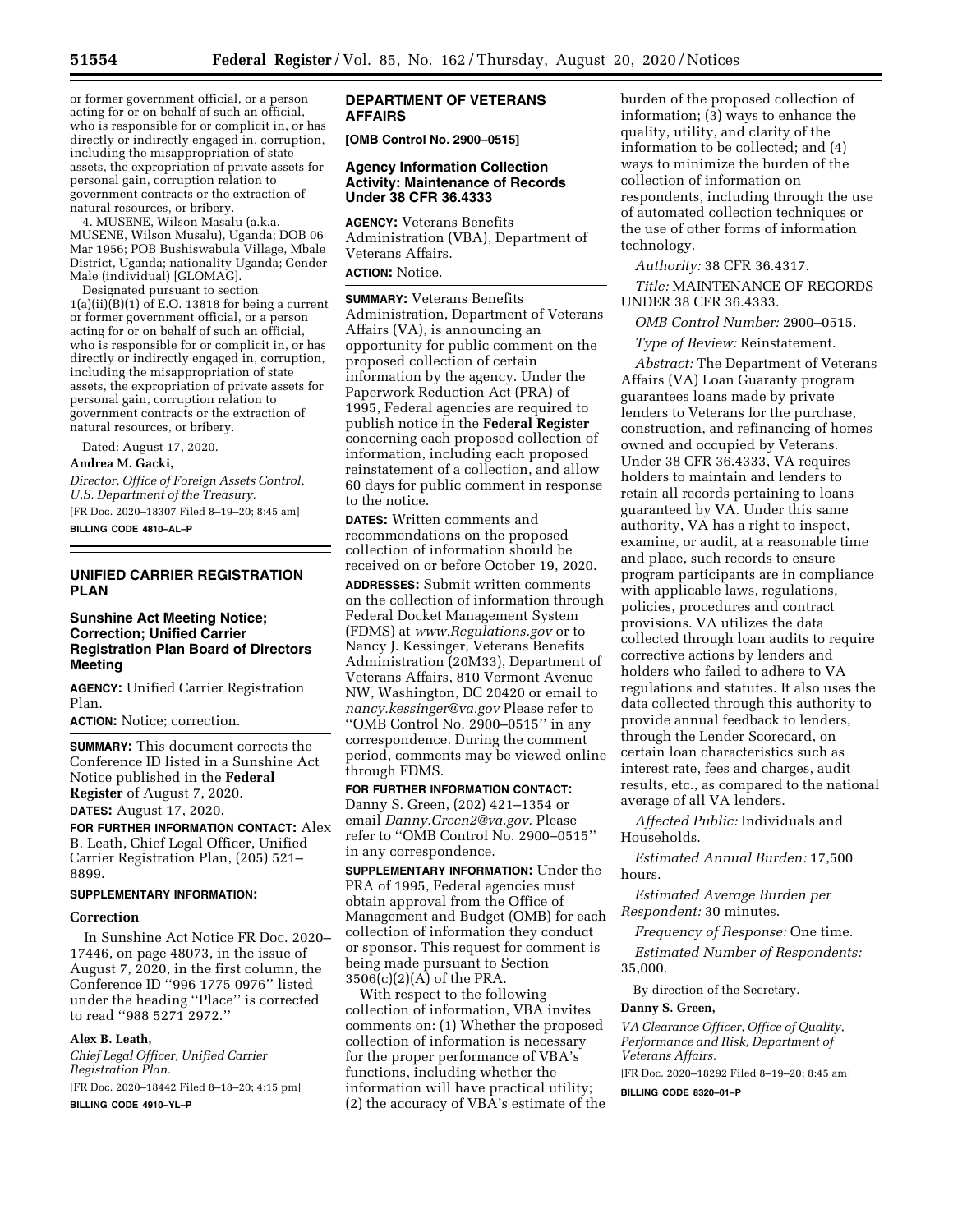or former government official, or a person acting for or on behalf of such an official, who is responsible for or complicit in, or has directly or indirectly engaged in, corruption, including the misappropriation of state assets, the expropriation of private assets for personal gain, corruption relation to government contracts or the extraction of natural resources, or bribery.

4. MUSENE, Wilson Masalu (a.k.a. MUSENE, Wilson Musalu), Uganda; DOB 06 Mar 1956; POB Bushiswabula Village, Mbale District, Uganda; nationality Uganda; Gender Male (individual) [GLOMAG].

Designated pursuant to section 1(a)(ii)(B)(1) of E.O. 13818 for being a current or former government official, or a person acting for or on behalf of such an official, who is responsible for or complicit in, or has directly or indirectly engaged in, corruption, including the misappropriation of state assets, the expropriation of private assets for personal gain, corruption relation to government contracts or the extraction of natural resources, or bribery.

Dated: August 17, 2020.

**Andrea M. Gacki,**

*Director, Office of Foreign Assets Control, U.S. Department of the Treasury.*

[FR Doc. 2020–18307 Filed 8–19–20; 8:45 am]

**BILLING CODE 4810–AL–P**

## UNIFIED CARRIER REGISTRATION PLAN

### Sunshine Act Meeting Notice; Correction; Unified Carrier Registration Plan Board of Directors Meeting

**AGENCY:** Unified Carrier Registration Plan.

**ACTION:** Notice; correction.

**SUMMARY:** This document corrects the Conference ID listed in a Sunshine Act Notice published in the **Federal Register** of August 7, 2020.

**DATES:** August 17, 2020.

**FOR FURTHER INFORMATION CONTACT:** Alex B. Leath, Chief Legal Officer, Unified Carrier Registration Plan, (205) 521–8899.

**SUPPLEMENTARY INFORMATION:**

#### Correction

In Sunshine Act Notice FR Doc. 2020–17446, on page 48073, in the issue of August 7, 2020, in the first column, the Conference ID ''996 1775 0976'' listed under the heading ''Place'' is corrected to read ''988 5271 2972.''

**Alex B. Leath,**

*Chief Legal Officer, Unified Carrier Registration Plan.*

[FR Doc. 2020–18442 Filed 8–18–20; 4:15 pm]

**BILLING CODE 4910–YL–P**

## DEPARTMENT OF VETERANS AFFAIRS

**[OMB Control No. 2900–0515]**

### Agency Information Collection Activity: Maintenance of Records Under 38 CFR 36.4333

**AGENCY:** Veterans Benefits Administration (VBA), Department of Veterans Affairs.

**ACTION:** Notice.

**SUMMARY:** Veterans Benefits Administration, Department of Veterans Affairs (VA), is announcing an opportunity for public comment on the proposed collection of certain information by the agency. Under the Paperwork Reduction Act (PRA) of 1995, Federal agencies are required to publish notice in the **Federal Register** concerning each proposed collection of information, including each proposed reinstatement of a collection, and allow 60 days for public comment in response to the notice.

**DATES:** Written comments and recommendations on the proposed collection of information should be received on or before October 19, 2020.

**ADDRESSES:** Submit written comments on the collection of information through Federal Docket Management System (FDMS) at *www.Regulations.gov* or to Nancy J. Kessinger, Veterans Benefits Administration (20M33), Department of Veterans Affairs, 810 Vermont Avenue NW, Washington, DC 20420 or email to *nancy.kessinger@va.gov* Please refer to ''OMB Control No. 2900–0515'' in any correspondence. During the comment period, comments may be viewed online through FDMS.

**FOR FURTHER INFORMATION CONTACT:** Danny S. Green, (202) 421–1354 or email *Danny.Green2@va.gov.* Please refer to ''OMB Control No. 2900–0515'' in any correspondence.

**SUPPLEMENTARY INFORMATION:** Under the PRA of 1995, Federal agencies must obtain approval from the Office of Management and Budget (OMB) for each collection of information they conduct or sponsor. This request for comment is being made pursuant to Section 3506(c)(2)(A) of the PRA.

With respect to the following collection of information, VBA invites comments on: (1) Whether the proposed collection of information is necessary for the proper performance of VBA's functions, including whether the information will have practical utility; (2) the accuracy of VBA's estimate of the burden of the proposed collection of information; (3) ways to enhance the quality, utility, and clarity of the information to be collected; and (4) ways to minimize the burden of the collection of information on respondents, including through the use of automated collection techniques or the use of other forms of information technology.

*Authority:* 38 CFR 36.4317.

*Title:* MAINTENANCE OF RECORDS UNDER 38 CFR 36.4333.

*OMB Control Number:* 2900–0515.

*Type of Review:* Reinstatement.

*Abstract:* The Department of Veterans Affairs (VA) Loan Guaranty program guarantees loans made by private lenders to Veterans for the purchase, construction, and refinancing of homes owned and occupied by Veterans. Under 38 CFR 36.4333, VA requires holders to maintain and lenders to retain all records pertaining to loans guaranteed by VA. Under this same authority, VA has a right to inspect, examine, or audit, at a reasonable time and place, such records to ensure program participants are in compliance with applicable laws, regulations, policies, procedures and contract provisions. VA utilizes the data collected through loan audits to require corrective actions by lenders and holders who failed to adhere to VA regulations and statutes. It also uses the data collected through this authority to provide annual feedback to lenders, through the Lender Scorecard, on certain loan characteristics such as interest rate, fees and charges, audit results, etc., as compared to the national average of all VA lenders.

*Affected Public:* Individuals and Households.

*Estimated Annual Burden:* 17,500 hours.

*Estimated Average Burden per Respondent:* 30 minutes.

*Frequency of Response:* One time.

*Estimated Number of Respondents:* 35,000.

By direction of the Secretary.

**Danny S. Green,**

*VA Clearance Officer, Office of Quality, Performance and Risk, Department of Veterans Affairs.*

[FR Doc. 2020–18292 Filed 8–19–20; 8:45 am]

**BILLING CODE 8320–01–P**